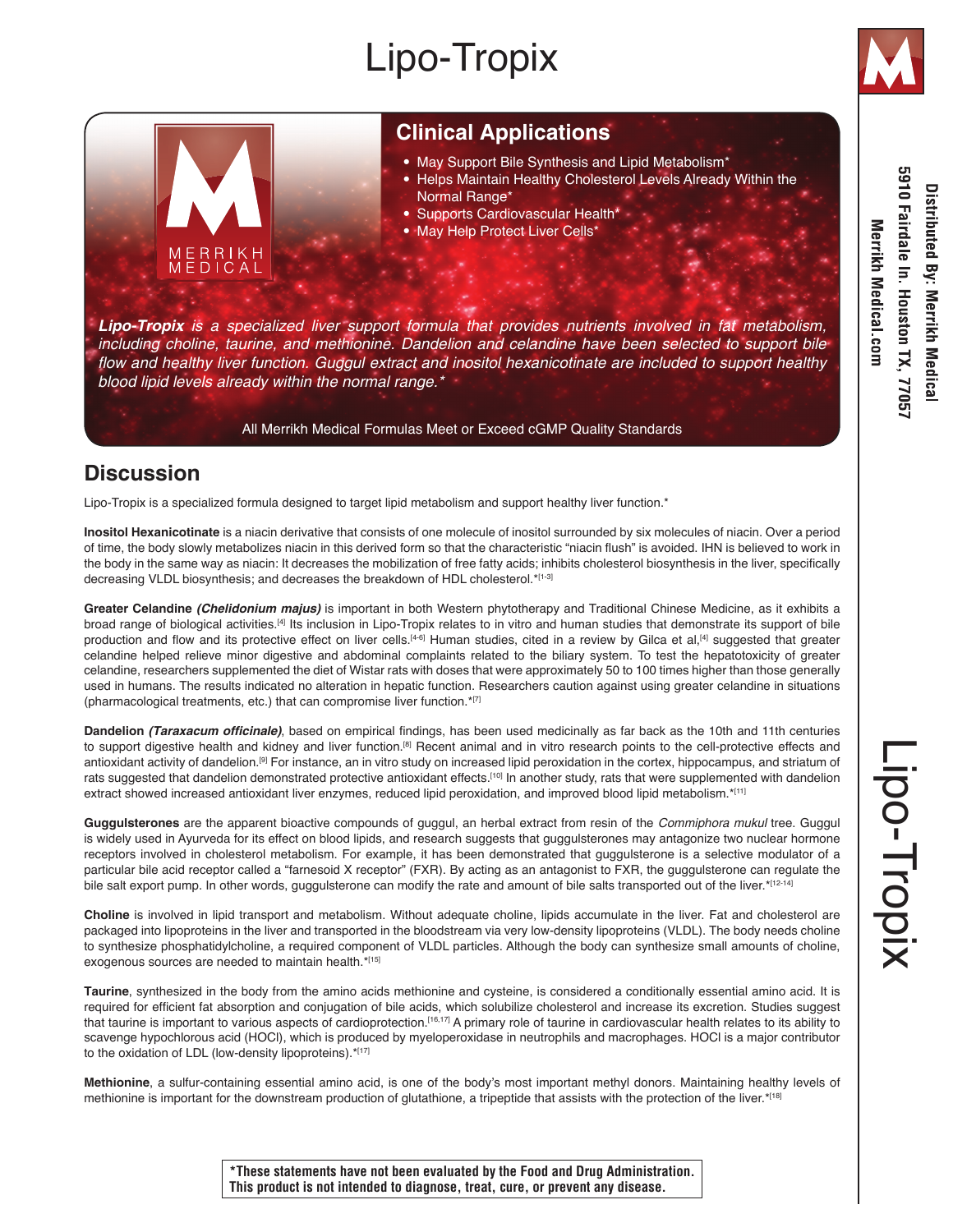# Lipo-Tropix

MERRIKH MEDICAL

## Clinical Applications

- May Support Bile Synthesis and Lipid Metabolism*
- Helps Maintain Healthy Cholesterol Levels Already Within the Normal Range*
- Supports Cardiovascular Health*
- May Help Protect Liver Cells*

***Lipo-Tropix*** *is a specialized liver support formula that provides nutrients involved in fat metabolism, including choline, taurine, and methionine. Dandelion and celandine have been selected to support bile flow and healthy liver function. Guggul extract and inositol hexanicotinate are included to support healthy blood lipid levels already within the normal range.**

All Merrikh Medical Formulas Meet or Exceed cGMP Quality Standards

Distributed By: Merrikh Medical
5910 Fairdale ln. Houston TX, 77057
Merrikh Medical.com

## Discussion

Lipo-Tropix is a specialized formula designed to target lipid metabolism and support healthy liver function.*

**Inositol Hexanicotinate** is a niacin derivative that consists of one molecule of inositol surrounded by six molecules of niacin. Over a period of time, the body slowly metabolizes niacin in this derived form so that the characteristic "niacin flush" is avoided. IHN is believed to work in the body in the same way as niacin: It decreases the mobilization of free fatty acids; inhibits cholesterol biosynthesis in the liver, specifically decreasing VLDL biosynthesis; and decreases the breakdown of HDL cholesterol.*[1-3]

**Greater Celandine *(Chelidonium majus)*** is important in both Western phytotherapy and Traditional Chinese Medicine, as it exhibits a broad range of biological activities.[4] Its inclusion in Lipo-Tropix relates to in vitro and human studies that demonstrate its support of bile production and flow and its protective effect on liver cells.[4-6] Human studies, cited in a review by Gilca et al,[4] suggested that greater celandine helped relieve minor digestive and abdominal complaints related to the biliary system. To test the hepatotoxicity of greater celandine, researchers supplemented the diet of Wistar rats with doses that were approximately 50 to 100 times higher than those generally used in humans. The results indicated no alteration in hepatic function. Researchers caution against using greater celandine in situations (pharmacological treatments, etc.) that can compromise liver function.*[7]

**Dandelion *(Taraxacum officinale)***, based on empirical findings, has been used medicinally as far back as the 10th and 11th centuries to support digestive health and kidney and liver function.[8] Recent animal and in vitro research points to the cell-protective effects and antioxidant activity of dandelion.[9] For instance, an in vitro study on increased lipid peroxidation in the cortex, hippocampus, and striatum of rats suggested that dandelion demonstrated protective antioxidant effects.[10] In another study, rats that were supplemented with dandelion extract showed increased antioxidant liver enzymes, reduced lipid peroxidation, and improved blood lipid metabolism.*[11]

**Guggulsterones** are the apparent bioactive compounds of guggul, an herbal extract from resin of the *Commiphora mukul* tree. Guggul is widely used in Ayurveda for its effect on blood lipids, and research suggests that guggulsterones may antagonize two nuclear hormone receptors involved in cholesterol metabolism. For example, it has been demonstrated that guggulsterone is a selective modulator of a particular bile acid receptor called a "farnesoid X receptor" (FXR). By acting as an antagonist to FXR, the guggulsterone can regulate the bile salt export pump. In other words, guggulsterone can modify the rate and amount of bile salts transported out of the liver.*[12-14]

**Choline** is involved in lipid transport and metabolism. Without adequate choline, lipids accumulate in the liver. Fat and cholesterol are packaged into lipoproteins in the liver and transported in the bloodstream via very low-density lipoproteins (VLDL). The body needs choline to synthesize phosphatidylcholine, a required component of VLDL particles. Although the body can synthesize small amounts of choline, exogenous sources are needed to maintain health.*[15]

**Taurine**, synthesized in the body from the amino acids methionine and cysteine, is considered a conditionally essential amino acid. It is required for efficient fat absorption and conjugation of bile acids, which solubilize cholesterol and increase its excretion. Studies suggest that taurine is important to various aspects of cardioprotection.[16,17] A primary role of taurine in cardiovascular health relates to its ability to scavenge hypochlorous acid (HOCl), which is produced by myeloperoxidase in neutrophils and macrophages. HOCl is a major contributor to the oxidation of LDL (low-density lipoproteins).*[17]

**Methionine**, a sulfur-containing essential amino acid, is one of the body's most important methyl donors. Maintaining healthy levels of methionine is important for the downstream production of glutathione, a tripeptide that assists with the protection of the liver.*[18]

***These statements have not been evaluated by the Food and Drug Administration. This product is not intended to diagnose, treat, cure, or prevent any disease.**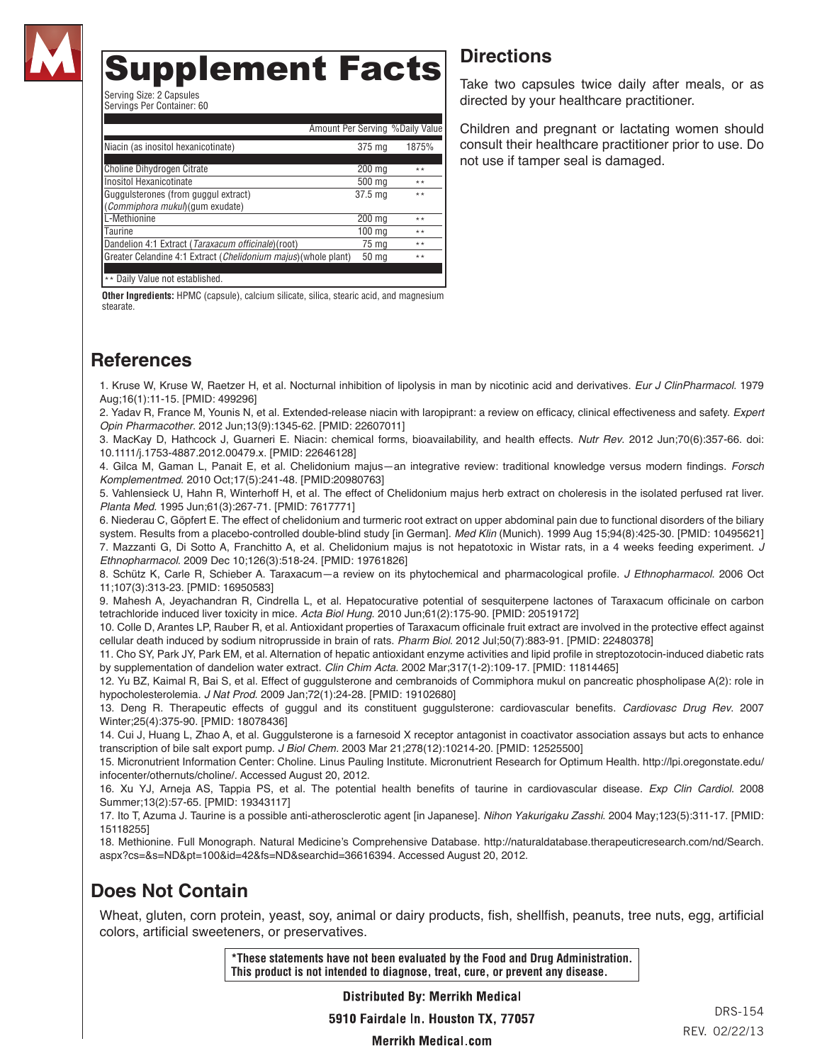# Supplement Facts

Serving Size: 2 Capsules
Servings Per Container: 60

| | Amount Per Serving | %Daily Value |
|---|---|---|
| Niacin (as inositol hexanicotinate) | 375 mg | 1875% |
| Choline Dihydrogen Citrate | 200 mg | ** |
| Inositol Hexanicotinate | 500 mg | ** |
| Guggulsterones (from guggul extract) (*Commiphora mukul*)(gum exudate) | 37.5 mg | ** |
| L-Methionine | 200 mg | ** |
| Taurine | 100 mg | ** |
| Dandelion 4:1 Extract (*Taraxacum officinale*)(root) | 75 mg | ** |
| Greater Celandine 4:1 Extract (*Chelidonium majus*)(whole plant) | 50 mg | ** |

** Daily Value not established.

**Other Ingredients:** HPMC (capsule), calcium silicate, silica, stearic acid, and magnesium stearate.

## Directions

Take two capsules twice daily after meals, or as directed by your healthcare practitioner.

Children and pregnant or lactating women should consult their healthcare practitioner prior to use. Do not use if tamper seal is damaged.

## References

1. Kruse W, Kruse W, Raetzer H, et al. Nocturnal inhibition of lipolysis in man by nicotinic acid and derivatives. *Eur J ClinPharmacol.* 1979 Aug;16(1):11-15. [PMID: 499296]
2. Yadav R, France M, Younis N, et al. Extended-release niacin with laropiprant: a review on efficacy, clinical effectiveness and safety. *Expert Opin Pharmacother.* 2012 Jun;13(9):1345-62. [PMID: 22607011]
3. MacKay D, Hathcock J, Guarneri E. Niacin: chemical forms, bioavailability, and health effects. *Nutr Rev.* 2012 Jun;70(6):357-66. doi: 10.1111/j.1753-4887.2012.00479.x. [PMID: 22646128]
4. Gilca M, Gaman L, Panait E, et al. Chelidonium majus—an integrative review: traditional knowledge versus modern findings. *Forsch Komplementmed.* 2010 Oct;17(5):241-48. [PMID:20980763]
5. Vahlensieck U, Hahn R, Winterhoff H, et al. The effect of Chelidonium majus herb extract on choleresis in the isolated perfused rat liver. *Planta Med.* 1995 Jun;61(3):267-71. [PMID: 7617771]
6. Niederau C, Göpfert E. The effect of chelidonium and turmeric root extract on upper abdominal pain due to functional disorders of the biliary system. Results from a placebo-controlled double-blind study [in German]. *Med Klin* (Munich). 1999 Aug 15;94(8):425-30. [PMID: 10495621]
7. Mazzanti G, Di Sotto A, Franchitto A, et al. Chelidonium majus is not hepatotoxic in Wistar rats, in a 4 weeks feeding experiment. *J Ethnopharmacol.* 2009 Dec 10;126(3):518-24. [PMID: 19761826]
8. Schütz K, Carle R, Schieber A. Taraxacum—a review on its phytochemical and pharmacological profile. *J Ethnopharmacol.* 2006 Oct 11;107(3):313-23. [PMID: 16950583]
9. Mahesh A, Jeyachandran R, Cindrella L, et al. Hepatocurative potential of sesquiterpene lactones of Taraxacum officinale on carbon tetrachloride induced liver toxicity in mice. *Acta Biol Hung.* 2010 Jun;61(2):175-90. [PMID: 20519172]
10. Colle D, Arantes LP, Rauber R, et al. Antioxidant properties of Taraxacum officinale fruit extract are involved in the protective effect against cellular death induced by sodium nitroprusside in brain of rats. *Pharm Biol.* 2012 Jul;50(7):883-91. [PMID: 22480378]
11. Cho SY, Park JY, Park EM, et al. Alternation of hepatic antioxidant enzyme activities and lipid profile in streptozotocin-induced diabetic rats by supplementation of dandelion water extract. *Clin Chim Acta.* 2002 Mar;317(1-2):109-17. [PMID: 11814465]
12. Yu BZ, Kaimal R, Bai S, et al. Effect of guggulsterone and cembranoids of Commiphora mukul on pancreatic phospholipase A(2): role in hypocholesterolemia. *J Nat Prod.* 2009 Jan;72(1):24-28. [PMID: 19102680]
13. Deng R. Therapeutic effects of guggul and its constituent guggulsterone: cardiovascular benefits. *Cardiovasc Drug Rev.* 2007 Winter;25(4):375-90. [PMID: 18078436]
14. Cui J, Huang L, Zhao A, et al. Guggulsterone is a farnesoid X receptor antagonist in coactivator association assays but acts to enhance transcription of bile salt export pump. *J Biol Chem.* 2003 Mar 21;278(12):10214-20. [PMID: 12525500]
15. Micronutrient Information Center: Choline. Linus Pauling Institute. Micronutrient Research for Optimum Health. http://lpi.oregonstate.edu/infocenter/othernuts/choline/. Accessed August 20, 2012.
16. Xu YJ, Arneja AS, Tappia PS, et al. The potential health benefits of taurine in cardiovascular disease. *Exp Clin Cardiol.* 2008 Summer;13(2):57-65. [PMID: 19343117]
17. Ito T, Azuma J. Taurine is a possible anti-atherosclerotic agent [in Japanese]. *Nihon Yakurigaku Zasshi.* 2004 May;123(5):311-17. [PMID: 15118255]
18. Methionine. Full Monograph. Natural Medicine's Comprehensive Database. http://naturaldatabase.therapeuticresearch.com/nd/Search.aspx?cs=&s=ND&pt=100&id=42&fs=ND&searchid=36616394. Accessed August 20, 2012.

## Does Not Contain

Wheat, gluten, corn protein, yeast, soy, animal or dairy products, fish, shellfish, peanuts, tree nuts, egg, artificial colors, artificial sweeteners, or preservatives.

**\*These statements have not been evaluated by the Food and Drug Administration. This product is not intended to diagnose, treat, cure, or prevent any disease.**

**Distributed By: Merrikh Medical**
**5910 Fairdale ln. Houston TX, 77057**
**Merrikh Medical.com**

DRS-154
REV. 02/22/13